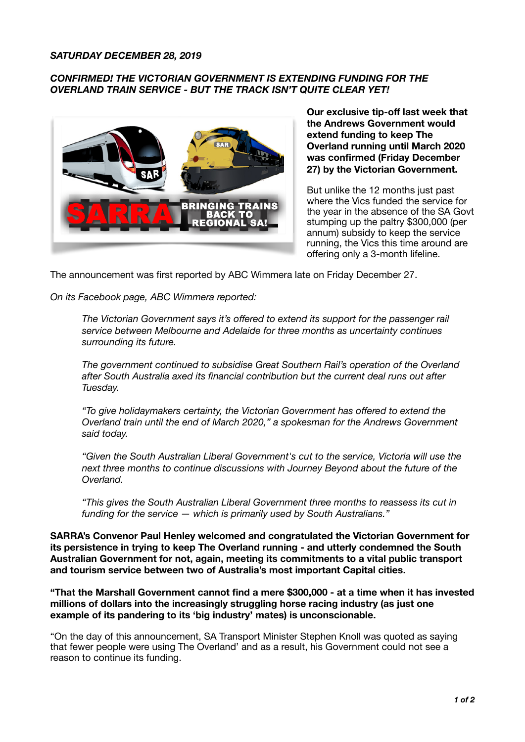***SATURDAY DECEMBER 28, 2019***

***CONFIRMED! THE VICTORIAN GOVERNMENT IS EXTENDING FUNDING FOR THE OVERLAND TRAIN SERVICE - BUT THE TRACK ISN'T QUITE CLEAR YET!***

**Our exclusive tip-off last week that the Andrews Government would extend funding to keep The Overland running until March 2020 was confirmed (Friday December 27) by the Victorian Government.**

But unlike the 12 months just past where the Vics funded the service for the year in the absence of the SA Govt stumping up the paltry $300,000 (per annum) subsidy to keep the service running, the Vics this time around are offering only a 3-month lifeline.

The announcement was first reported by ABC Wimmera late on Friday December 27.

*On its Facebook page, ABC Wimmera reported:*

> *The Victorian Government says it's offered to extend its support for the passenger rail service between Melbourne and Adelaide for three months as uncertainty continues surrounding its future.*
>
> *The government continued to subsidise Great Southern Rail's operation of the Overland after South Australia axed its financial contribution but the current deal runs out after Tuesday.*
>
> *"To give holidaymakers certainty, the Victorian Government has offered to extend the Overland train until the end of March 2020," a spokesman for the Andrews Government said today.*
>
> *"Given the South Australian Liberal Government's cut to the service, Victoria will use the next three months to continue discussions with Journey Beyond about the future of the Overland.*
>
> *"This gives the South Australian Liberal Government three months to reassess its cut in funding for the service — which is primarily used by South Australians."*

**SARRA's Convenor Paul Henley welcomed and congratulated the Victorian Government for its persistence in trying to keep The Overland running - and utterly condemned the South Australian Government for not, again, meeting its commitments to a vital public transport and tourism service between two of Australia's most important Capital cities.**

**"That the Marshall Government cannot find a mere $300,000 - at a time when it has invested millions of dollars into the increasingly struggling horse racing industry (as just one example of its pandering to its 'big industry' mates) is unconscionable.**

"On the day of this announcement, SA Transport Minister Stephen Knoll was quoted as saying that fewer people were using The Overland' and as a result, his Government could not see a reason to continue its funding.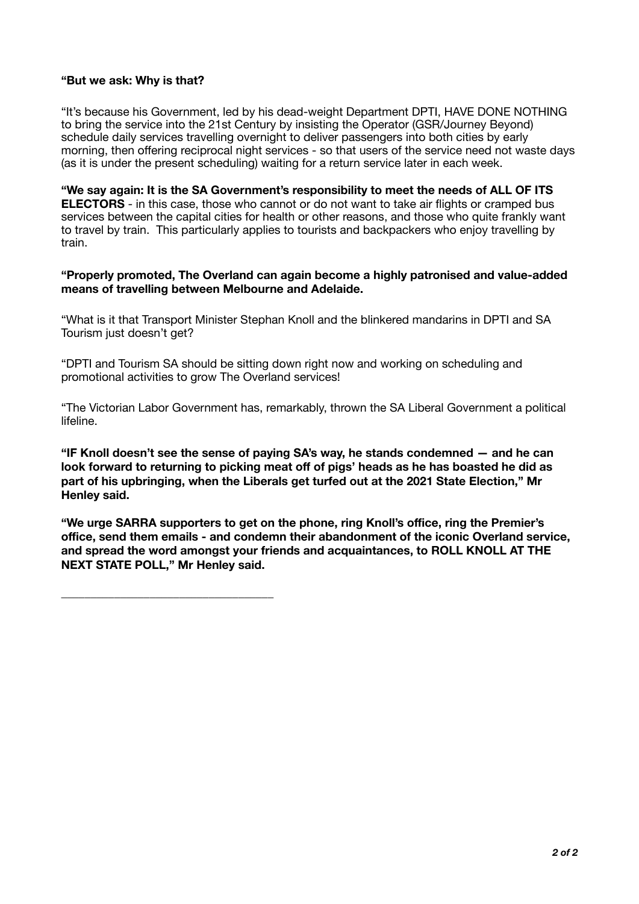**"But we ask: Why is that?**

"It's because his Government, led by his dead-weight Department DPTI, HAVE DONE NOTHING to bring the service into the 21st Century by insisting the Operator (GSR/Journey Beyond) schedule daily services travelling overnight to deliver passengers into both cities by early morning, then offering reciprocal night services - so that users of the service need not waste days (as it is under the present scheduling) waiting for a return service later in each week.

**"We say again: It is the SA Government's responsibility to meet the needs of ALL OF ITS ELECTORS** - in this case, those who cannot or do not want to take air flights or cramped bus services between the capital cities for health or other reasons, and those who quite frankly want to travel by train. This particularly applies to tourists and backpackers who enjoy travelling by train.

**"Properly promoted, The Overland can again become a highly patronised and value-added means of travelling between Melbourne and Adelaide.**

"What is it that Transport Minister Stephan Knoll and the blinkered mandarins in DPTI and SA Tourism just doesn't get?

"DPTI and Tourism SA should be sitting down right now and working on scheduling and promotional activities to grow The Overland services!

"The Victorian Labor Government has, remarkably, thrown the SA Liberal Government a political lifeline.

**"IF Knoll doesn't see the sense of paying SA's way, he stands condemned — and he can look forward to returning to picking meat off of pigs' heads as he has boasted he did as part of his upbringing, when the Liberals get turfed out at the 2021 State Election," Mr Henley said.**

**"We urge SARRA supporters to get on the phone, ring Knoll's office, ring the Premier's office, send them emails - and condemn their abandonment of the iconic Overland service, and spread the word amongst your friends and acquaintances, to ROLL KNOLL AT THE NEXT STATE POLL," Mr Henley said.**

---